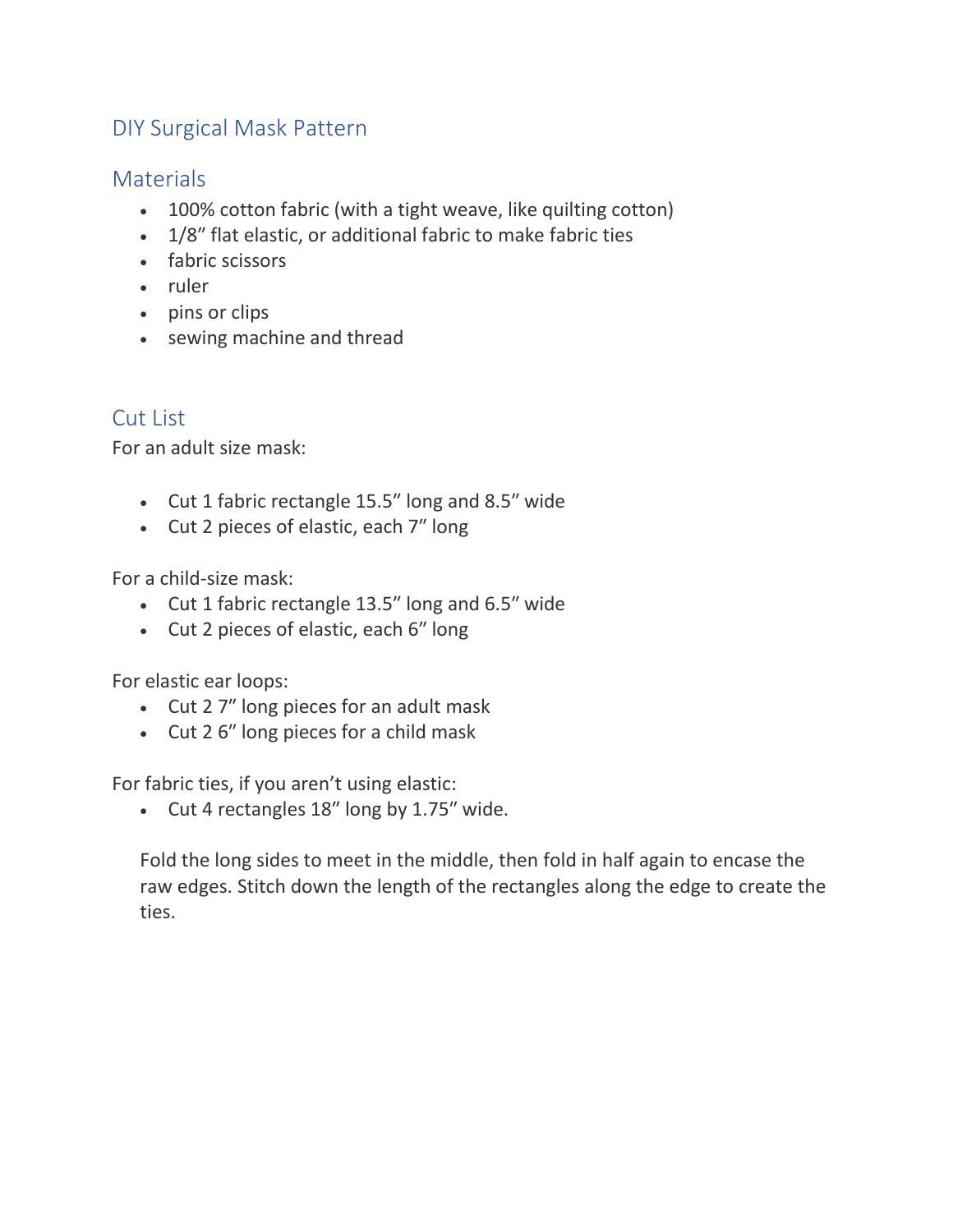# DIY Surgical Mask Pattern

## Materials

- 100% cotton fabric (with a tight weave, like quilting cotton)
- 1/8" flat elastic, or additional fabric to make fabric ties
- fabric scissors
- ruler
- pins or clips
- sewing machine and thread

## Cut List

For an adult size mask:

- Cut 1 fabric rectangle 15.5" long and 8.5" wide
- Cut 2 pieces of elastic, each 7" long

For a child-size mask:

- Cut 1 fabric rectangle 13.5" long and 6.5" wide
- Cut 2 pieces of elastic, each 6" long

For elastic ear loops:

- Cut 2 7" long pieces for an adult mask
- Cut 2 6" long pieces for a child mask

For fabric ties, if you aren't using elastic:

- Cut 4 rectangles 18" long by 1.75" wide.

  Fold the long sides to meet in the middle, then fold in half again to encase the raw edges. Stitch down the length of the rectangles along the edge to create the ties.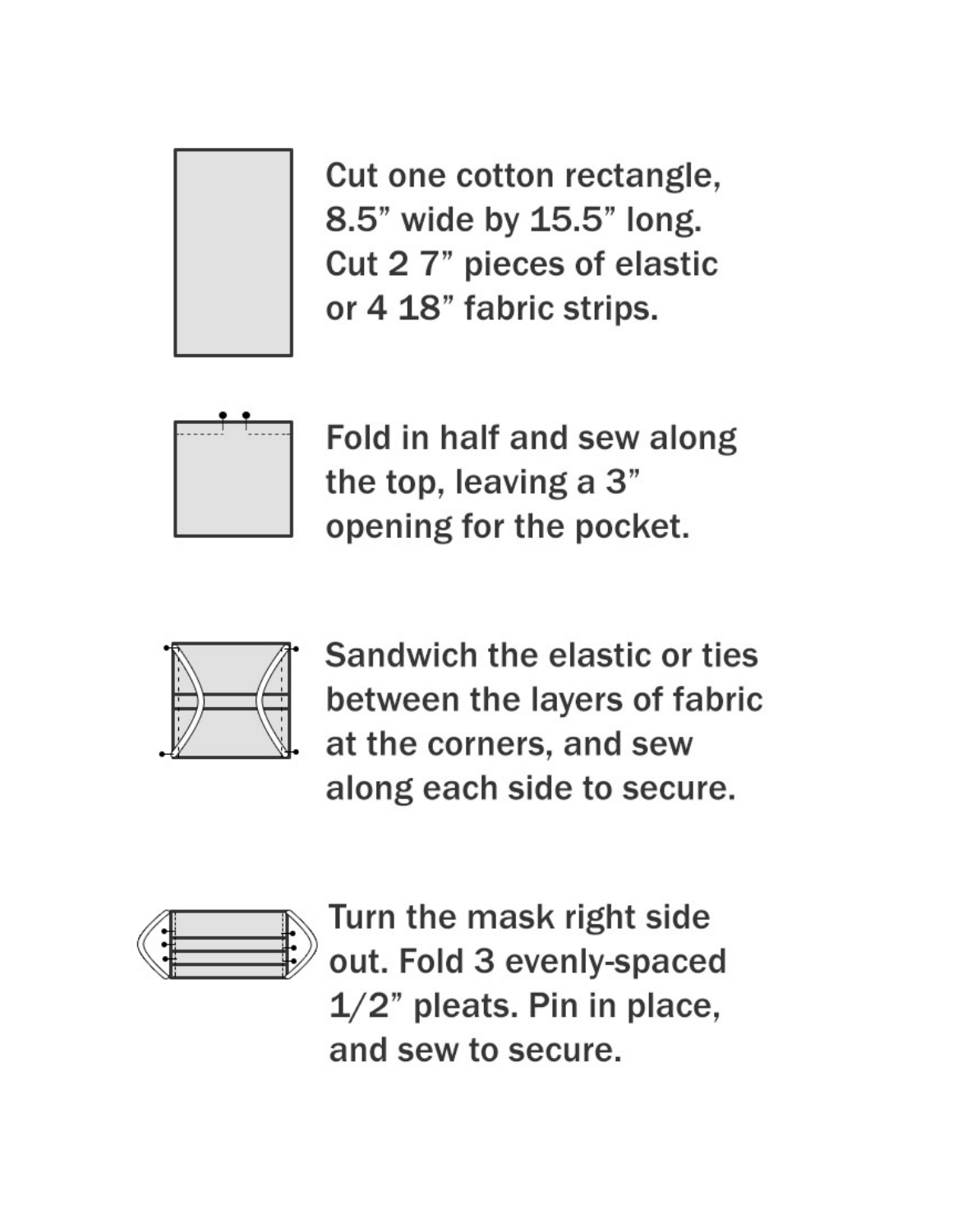Cut one cotton rectangle, 8.5” wide by 15.5” long. Cut 2 7” pieces of elastic or 4 18” fabric strips.

Fold in half and sew along the top, leaving a 3” opening for the pocket.

Sandwich the elastic or ties between the layers of fabric at the corners, and sew along each side to secure.

Turn the mask right side out. Fold 3 evenly-spaced 1/2” pleats. Pin in place, and sew to secure.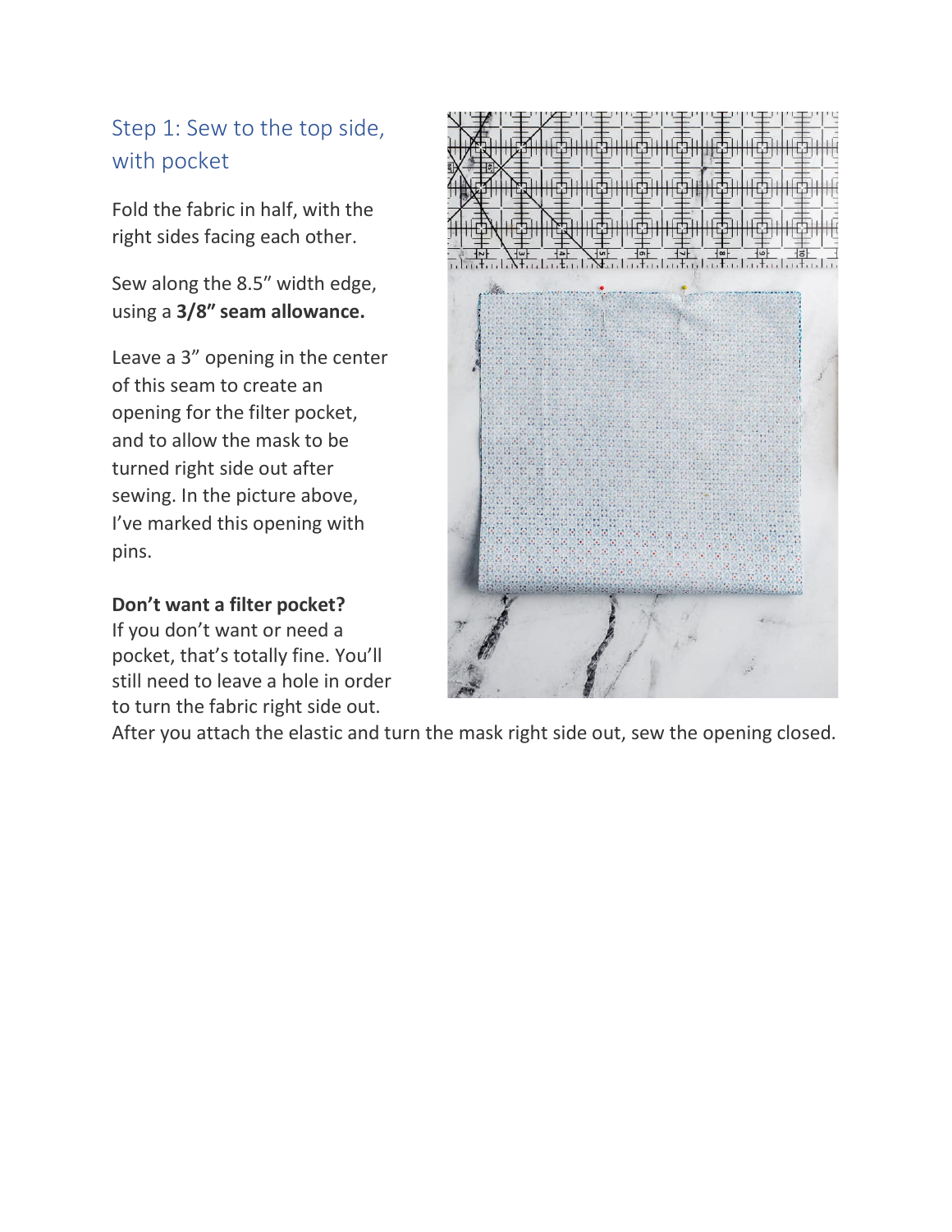## Step 1: Sew to the top side, with pocket

Fold the fabric in half, with the right sides facing each other.

Sew along the 8.5” width edge, using a **3/8” seam allowance.**

Leave a 3” opening in the center of this seam to create an opening for the filter pocket, and to allow the mask to be turned right side out after sewing. In the picture above, I’ve marked this opening with pins.

**Don’t want a filter pocket?**
If you don’t want or need a pocket, that’s totally fine. You’ll still need to leave a hole in order to turn the fabric right side out. After you attach the elastic and turn the mask right side out, sew the opening closed.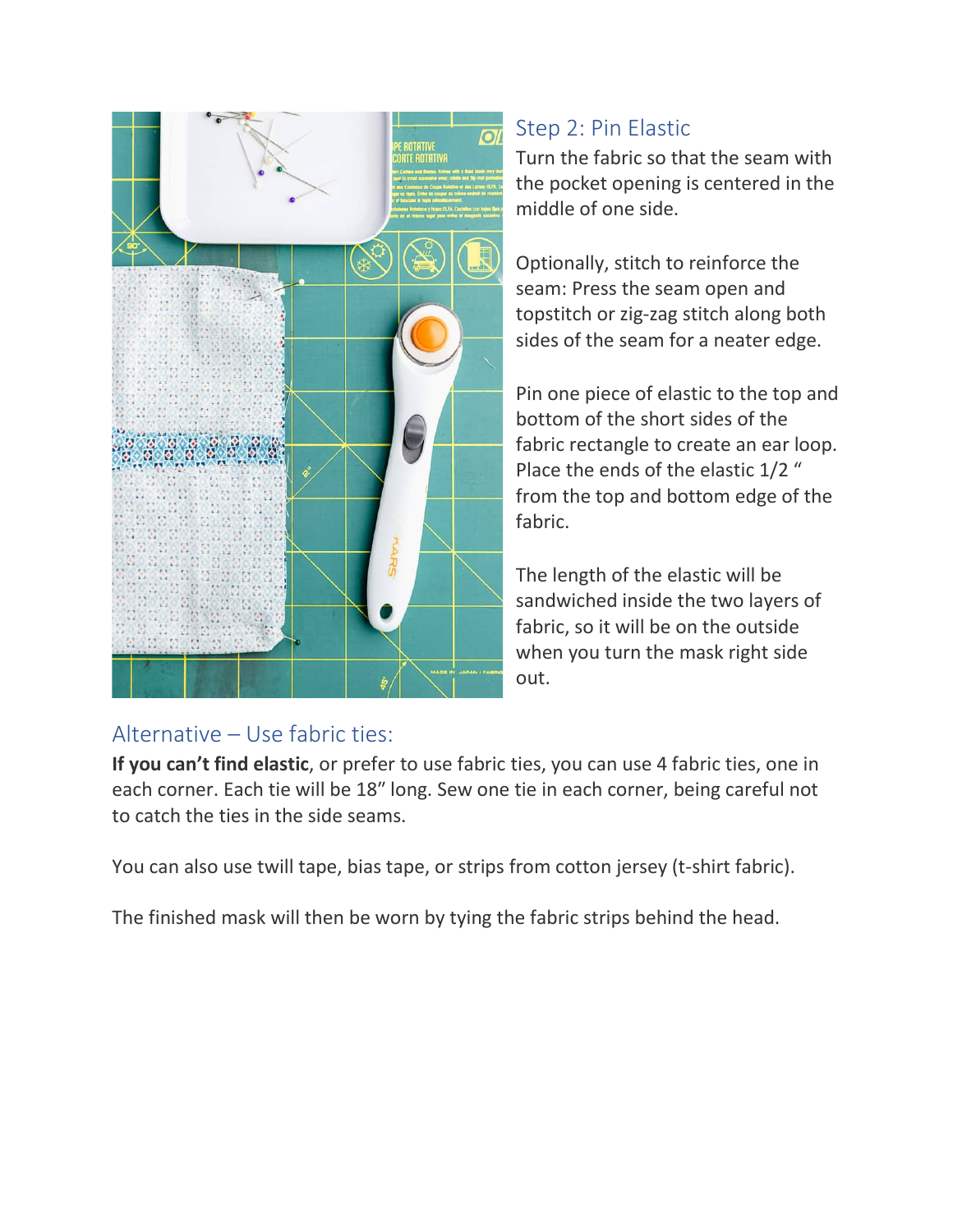## Step 2: Pin Elastic

Turn the fabric so that the seam with the pocket opening is centered in the middle of one side.

Optionally, stitch to reinforce the seam: Press the seam open and topstitch or zig-zag stitch along both sides of the seam for a neater edge.

Pin one piece of elastic to the top and bottom of the short sides of the fabric rectangle to create an ear loop. Place the ends of the elastic 1/2 " from the top and bottom edge of the fabric.

The length of the elastic will be sandwiched inside the two layers of fabric, so it will be on the outside when you turn the mask right side out.

## Alternative – Use fabric ties:

**If you can't find elastic**, or prefer to use fabric ties, you can use 4 fabric ties, one in each corner. Each tie will be 18" long. Sew one tie in each corner, being careful not to catch the ties in the side seams.

You can also use twill tape, bias tape, or strips from cotton jersey (t-shirt fabric).

The finished mask will then be worn by tying the fabric strips behind the head.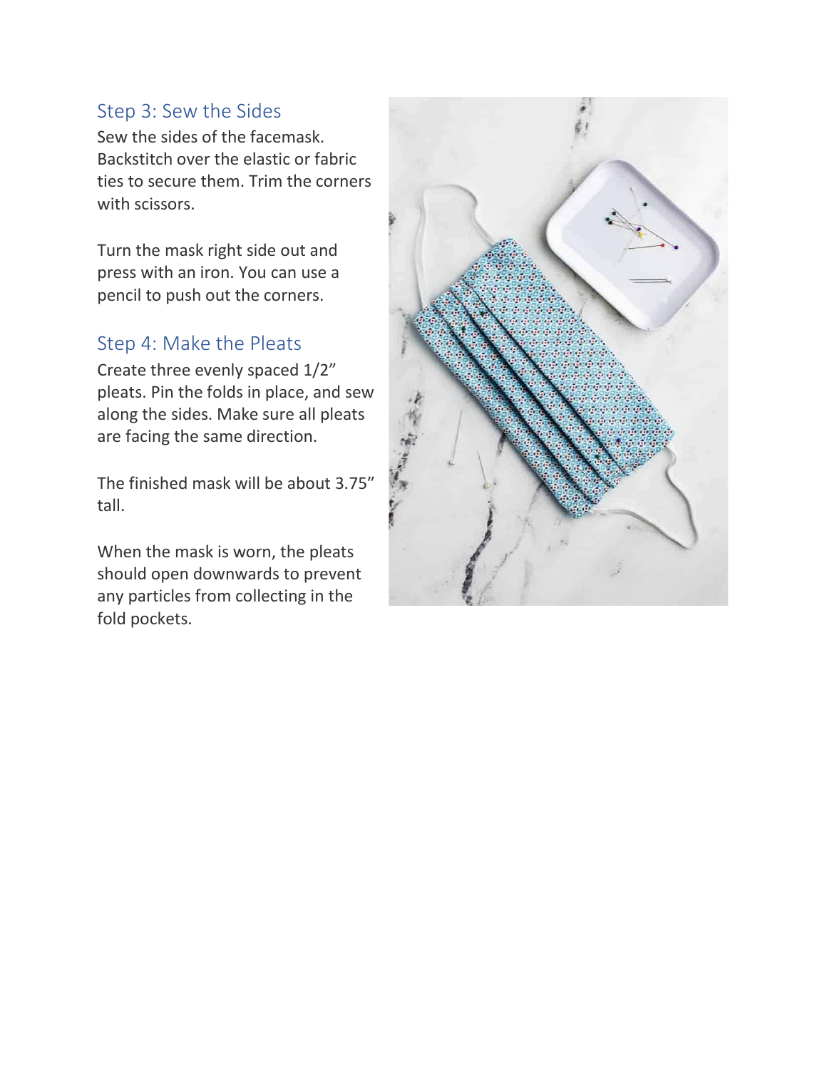## Step 3: Sew the Sides

Sew the sides of the facemask. Backstitch over the elastic or fabric ties to secure them. Trim the corners with scissors.

Turn the mask right side out and press with an iron. You can use a pencil to push out the corners.

## Step 4: Make the Pleats

Create three evenly spaced 1/2" pleats. Pin the folds in place, and sew along the sides. Make sure all pleats are facing the same direction.

The finished mask will be about 3.75" tall.

When the mask is worn, the pleats should open downwards to prevent any particles from collecting in the fold pockets.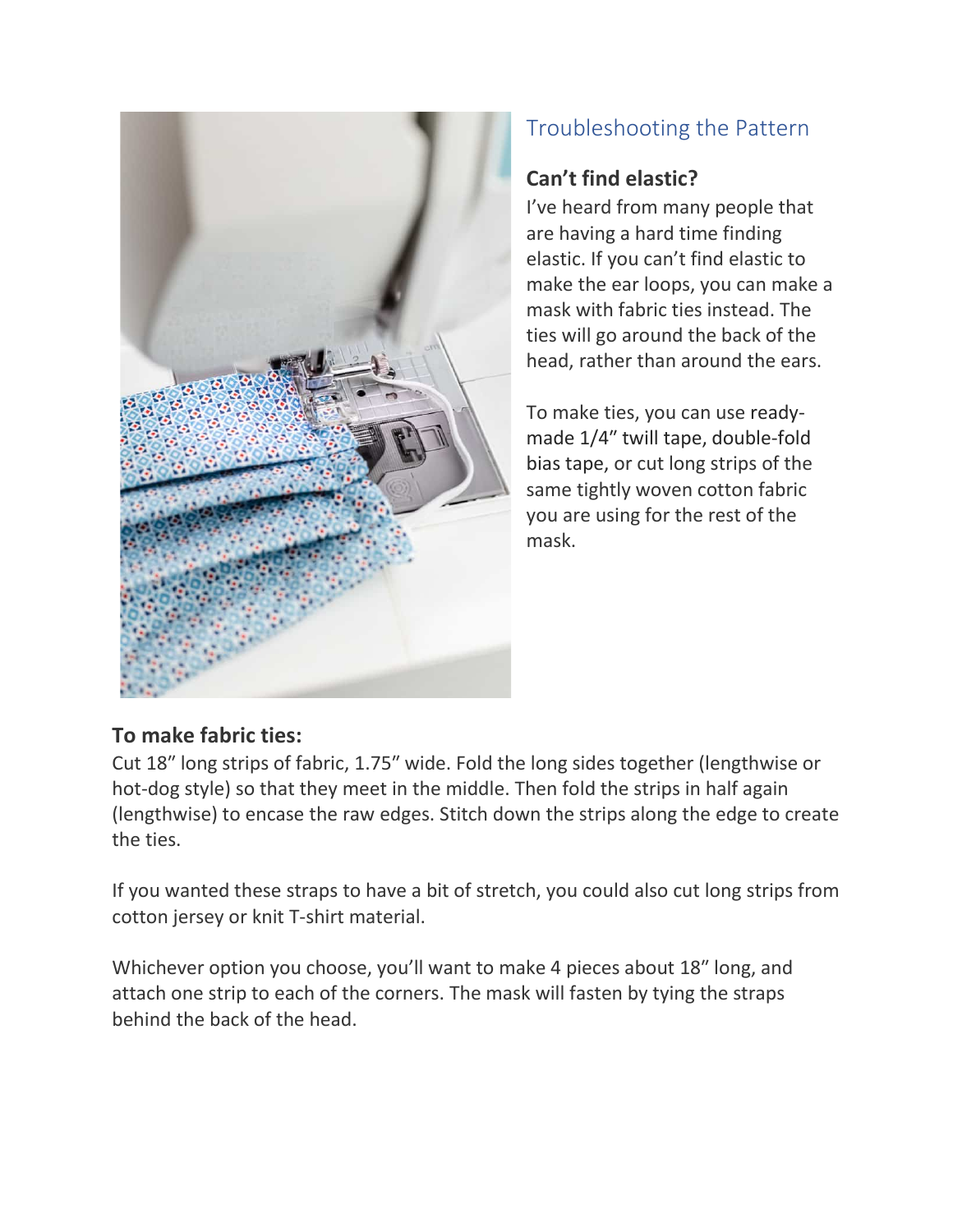## Troubleshooting the Pattern

### Can't find elastic?

I've heard from many people that are having a hard time finding elastic. If you can't find elastic to make the ear loops, you can make a mask with fabric ties instead. The ties will go around the back of the head, rather than around the ears.

To make ties, you can use ready-made 1/4" twill tape, double-fold bias tape, or cut long strips of the same tightly woven cotton fabric you are using for the rest of the mask.

### To make fabric ties:

Cut 18" long strips of fabric, 1.75" wide. Fold the long sides together (lengthwise or hot-dog style) so that they meet in the middle. Then fold the strips in half again (lengthwise) to encase the raw edges. Stitch down the strips along the edge to create the ties.

If you wanted these straps to have a bit of stretch, you could also cut long strips from cotton jersey or knit T-shirt material.

Whichever option you choose, you'll want to make 4 pieces about 18" long, and attach one strip to each of the corners. The mask will fasten by tying the straps behind the back of the head.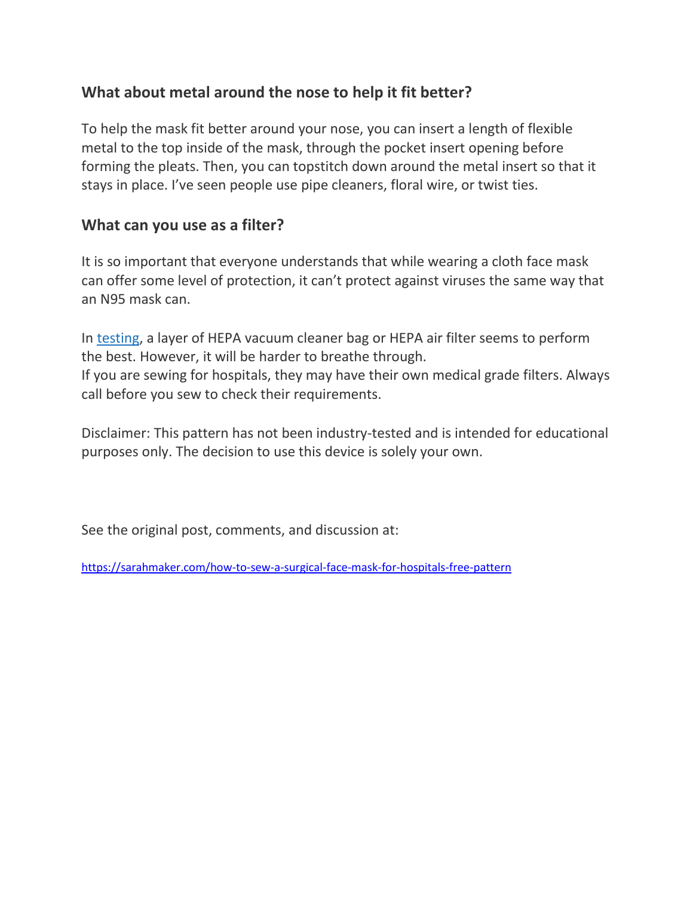### What about metal around the nose to help it fit better?

To help the mask fit better around your nose, you can insert a length of flexible metal to the top inside of the mask, through the pocket insert opening before forming the pleats. Then, you can topstitch down around the metal insert so that it stays in place. I've seen people use pipe cleaners, floral wire, or twist ties.

### What can you use as a filter?

It is so important that everyone understands that while wearing a cloth face mask can offer some level of protection, it can't protect against viruses the same way that an N95 mask can.

In testing, a layer of HEPA vacuum cleaner bag or HEPA air filter seems to perform the best. However, it will be harder to breathe through.
If you are sewing for hospitals, they may have their own medical grade filters. Always call before you sew to check their requirements.

Disclaimer: This pattern has not been industry-tested and is intended for educational purposes only. The decision to use this device is solely your own.

See the original post, comments, and discussion at:

https://sarahmaker.com/how-to-sew-a-surgical-face-mask-for-hospitals-free-pattern